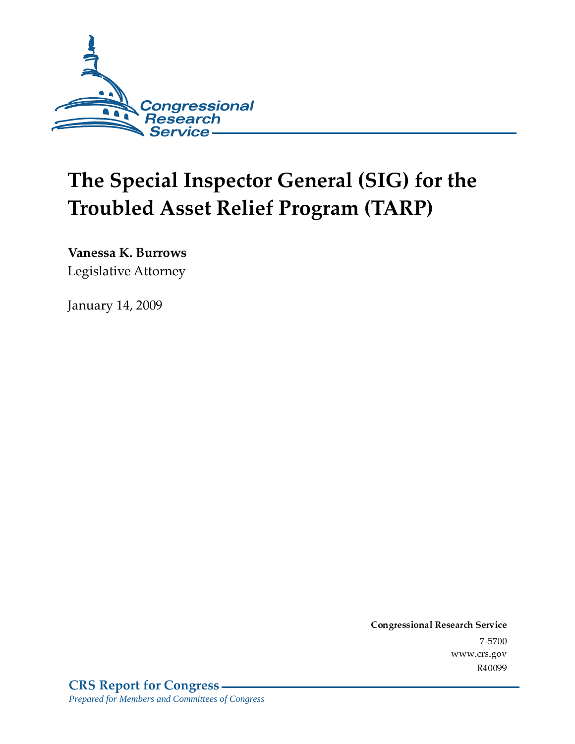Congressional Research Service

# The Special Inspector General (SIG) for the Troubled Asset Relief Program (TARP)

**Vanessa K. Burrows**
Legislative Attorney

January 14, 2009

**Congressional Research Service**
7-5700
www.crs.gov
R40099

**CRS Report for Congress**
*Prepared for Members and Committees of Congress*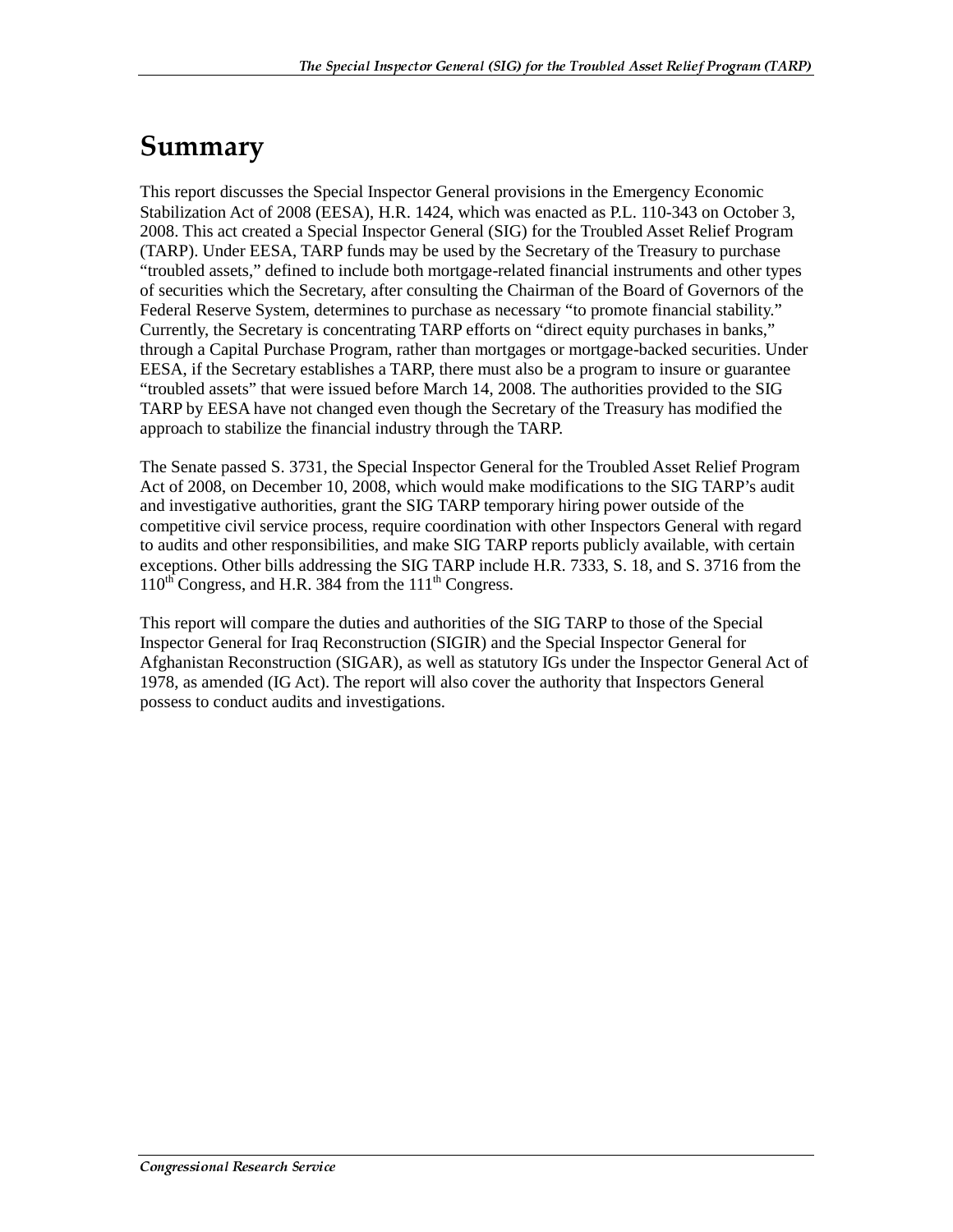# Summary

This report discusses the Special Inspector General provisions in the Emergency Economic Stabilization Act of 2008 (EESA), H.R. 1424, which was enacted as P.L. 110-343 on October 3, 2008. This act created a Special Inspector General (SIG) for the Troubled Asset Relief Program (TARP). Under EESA, TARP funds may be used by the Secretary of the Treasury to purchase "troubled assets," defined to include both mortgage-related financial instruments and other types of securities which the Secretary, after consulting the Chairman of the Board of Governors of the Federal Reserve System, determines to purchase as necessary "to promote financial stability." Currently, the Secretary is concentrating TARP efforts on "direct equity purchases in banks," through a Capital Purchase Program, rather than mortgages or mortgage-backed securities. Under EESA, if the Secretary establishes a TARP, there must also be a program to insure or guarantee "troubled assets" that were issued before March 14, 2008. The authorities provided to the SIG TARP by EESA have not changed even though the Secretary of the Treasury has modified the approach to stabilize the financial industry through the TARP.

The Senate passed S. 3731, the Special Inspector General for the Troubled Asset Relief Program Act of 2008, on December 10, 2008, which would make modifications to the SIG TARP's audit and investigative authorities, grant the SIG TARP temporary hiring power outside of the competitive civil service process, require coordination with other Inspectors General with regard to audits and other responsibilities, and make SIG TARP reports publicly available, with certain exceptions. Other bills addressing the SIG TARP include H.R. 7333, S. 18, and S. 3716 from the 110th Congress, and H.R. 384 from the 111th Congress.

This report will compare the duties and authorities of the SIG TARP to those of the Special Inspector General for Iraq Reconstruction (SIGIR) and the Special Inspector General for Afghanistan Reconstruction (SIGAR), as well as statutory IGs under the Inspector General Act of 1978, as amended (IG Act). The report will also cover the authority that Inspectors General possess to conduct audits and investigations.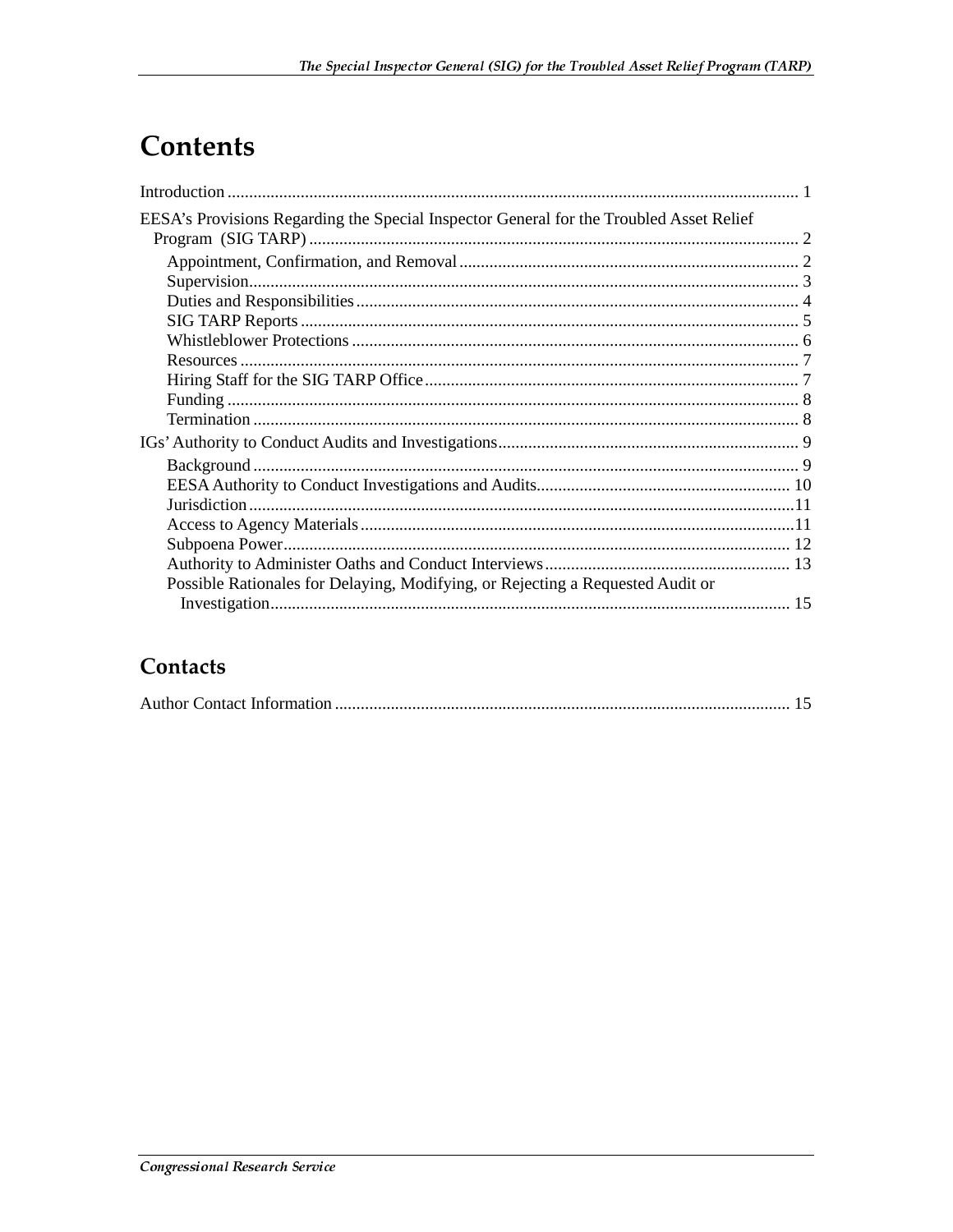# Contents

Introduction ..................................................................................................................................... 1

EESA's Provisions Regarding the Special Inspector General for the Troubled Asset Relief Program (SIG TARP) ................................................................................................................. 2

- Appointment, Confirmation, and Removal ............................................................................... 2
- Supervision................................................................................................................................ 3
- Duties and Responsibilities ...................................................................................................... 4
- SIG TARP Reports ................................................................................................................... 5
- Whistleblower Protections ....................................................................................................... 6
- Resources .................................................................................................................................. 7
- Hiring Staff for the SIG TARP Office ...................................................................................... 7
- Funding .................................................................................................................................... 8
- Termination ............................................................................................................................... 8

IGs' Authority to Conduct Audits and Investigations...................................................................... 9

- Background ............................................................................................................................... 9
- EESA Authority to Conduct Investigations and Audits........................................................... 10
- Jurisdiction ...............................................................................................................................11
- Access to Agency Materials .....................................................................................................11
- Subpoena Power...................................................................................................................... 12
- Authority to Administer Oaths and Conduct Interviews ......................................................... 13
- Possible Rationales for Delaying, Modifying, or Rejecting a Requested Audit or Investigation......................................................................................................................... 15

# Contacts

Author Contact Information ......................................................................................................... 15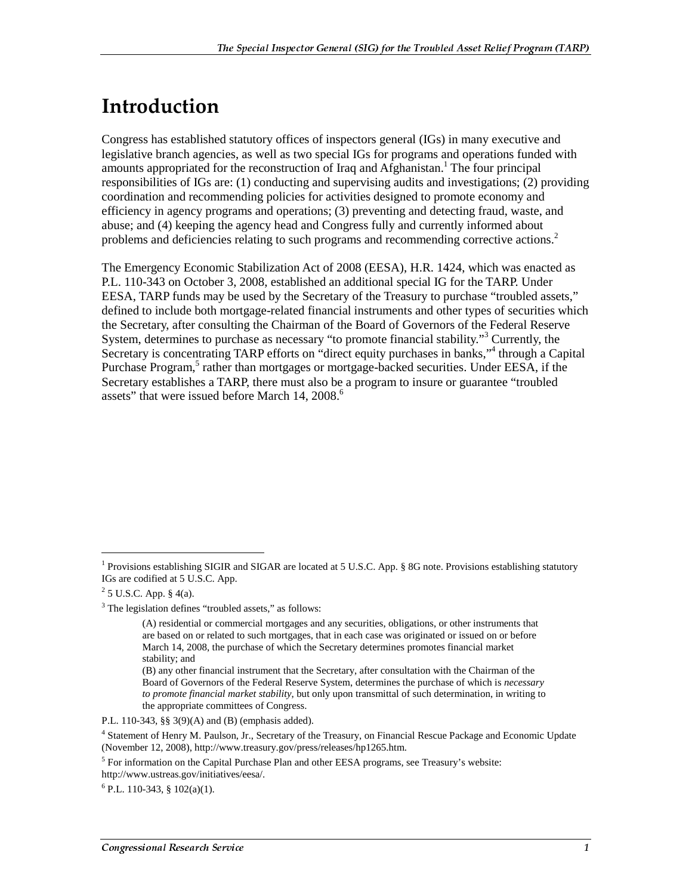# Introduction

Congress has established statutory offices of inspectors general (IGs) in many executive and legislative branch agencies, as well as two special IGs for programs and operations funded with amounts appropriated for the reconstruction of Iraq and Afghanistan.[1] The four principal responsibilities of IGs are: (1) conducting and supervising audits and investigations; (2) providing coordination and recommending policies for activities designed to promote economy and efficiency in agency programs and operations; (3) preventing and detecting fraud, waste, and abuse; and (4) keeping the agency head and Congress fully and currently informed about problems and deficiencies relating to such programs and recommending corrective actions.[2]

The Emergency Economic Stabilization Act of 2008 (EESA), H.R. 1424, which was enacted as P.L. 110-343 on October 3, 2008, established an additional special IG for the TARP. Under EESA, TARP funds may be used by the Secretary of the Treasury to purchase "troubled assets," defined to include both mortgage-related financial instruments and other types of securities which the Secretary, after consulting the Chairman of the Board of Governors of the Federal Reserve System, determines to purchase as necessary "to promote financial stability."[3] Currently, the Secretary is concentrating TARP efforts on "direct equity purchases in banks,"[4] through a Capital Purchase Program,[5] rather than mortgages or mortgage-backed securities. Under EESA, if the Secretary establishes a TARP, there must also be a program to insure or guarantee "troubled assets" that were issued before March 14, 2008.[6]

---

[1] Provisions establishing SIGIR and SIGAR are located at 5 U.S.C. App. § 8G note. Provisions establishing statutory IGs are codified at 5 U.S.C. App.

[2] 5 U.S.C. App. § 4(a).

[3] The legislation defines "troubled assets," as follows:

> (A) residential or commercial mortgages and any securities, obligations, or other instruments that are based on or related to such mortgages, that in each case was originated or issued on or before March 14, 2008, the purchase of which the Secretary determines promotes financial market stability; and
>
> (B) any other financial instrument that the Secretary, after consultation with the Chairman of the Board of Governors of the Federal Reserve System, determines the purchase of which is *necessary to promote financial market stability*, but only upon transmittal of such determination, in writing to the appropriate committees of Congress.

P.L. 110-343, §§ 3(9)(A) and (B) (emphasis added).

[4] Statement of Henry M. Paulson, Jr., Secretary of the Treasury, on Financial Rescue Package and Economic Update (November 12, 2008), http://www.treasury.gov/press/releases/hp1265.htm.

[5] For information on the Capital Purchase Plan and other EESA programs, see Treasury's website: http://www.ustreas.gov/initiatives/eesa/.

[6] P.L. 110-343, § 102(a)(1).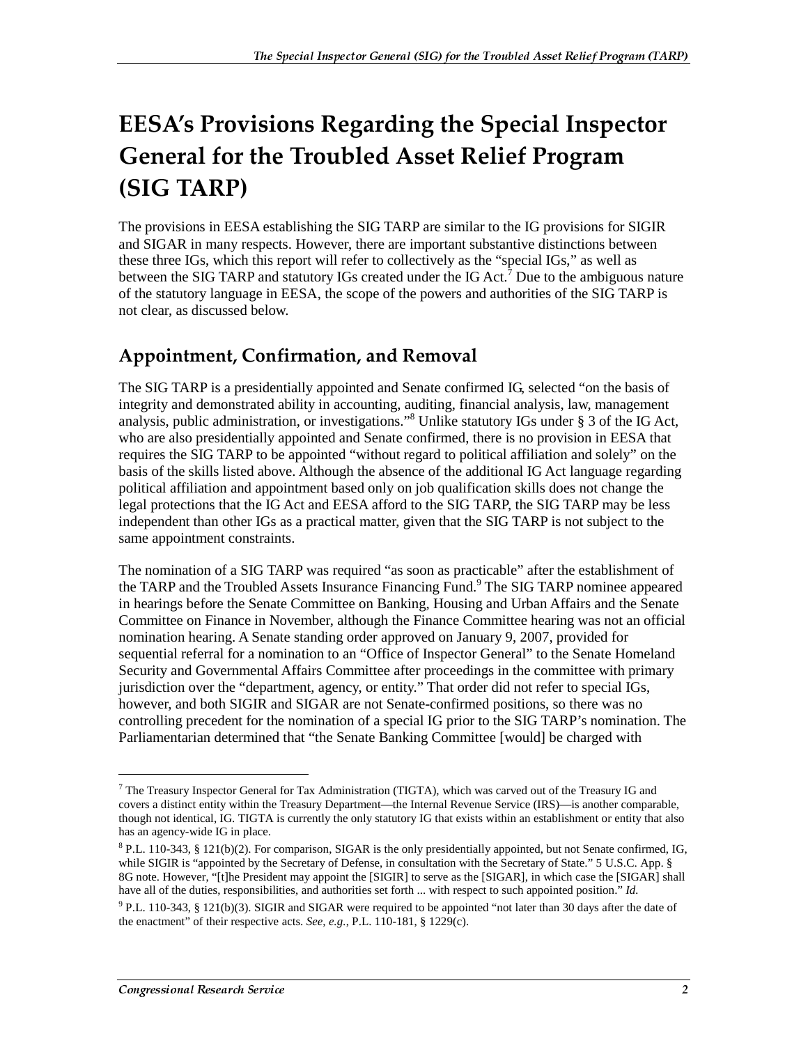# EESA's Provisions Regarding the Special Inspector General for the Troubled Asset Relief Program (SIG TARP)

The provisions in EESA establishing the SIG TARP are similar to the IG provisions for SIGIR and SIGAR in many respects. However, there are important substantive distinctions between these three IGs, which this report will refer to collectively as the "special IGs," as well as between the SIG TARP and statutory IGs created under the IG Act.[7] Due to the ambiguous nature of the statutory language in EESA, the scope of the powers and authorities of the SIG TARP is not clear, as discussed below.

## Appointment, Confirmation, and Removal

The SIG TARP is a presidentially appointed and Senate confirmed IG, selected "on the basis of integrity and demonstrated ability in accounting, auditing, financial analysis, law, management analysis, public administration, or investigations."[8] Unlike statutory IGs under § 3 of the IG Act, who are also presidentially appointed and Senate confirmed, there is no provision in EESA that requires the SIG TARP to be appointed "without regard to political affiliation and solely" on the basis of the skills listed above. Although the absence of the additional IG Act language regarding political affiliation and appointment based only on job qualification skills does not change the legal protections that the IG Act and EESA afford to the SIG TARP, the SIG TARP may be less independent than other IGs as a practical matter, given that the SIG TARP is not subject to the same appointment constraints.

The nomination of a SIG TARP was required "as soon as practicable" after the establishment of the TARP and the Troubled Assets Insurance Financing Fund.[9] The SIG TARP nominee appeared in hearings before the Senate Committee on Banking, Housing and Urban Affairs and the Senate Committee on Finance in November, although the Finance Committee hearing was not an official nomination hearing. A Senate standing order approved on January 9, 2007, provided for sequential referral for a nomination to an "Office of Inspector General" to the Senate Homeland Security and Governmental Affairs Committee after proceedings in the committee with primary jurisdiction over the "department, agency, or entity." That order did not refer to special IGs, however, and both SIGIR and SIGAR are not Senate-confirmed positions, so there was no controlling precedent for the nomination of a special IG prior to the SIG TARP's nomination. The Parliamentarian determined that "the Senate Banking Committee [would] be charged with

---

[7] The Treasury Inspector General for Tax Administration (TIGTA), which was carved out of the Treasury IG and covers a distinct entity within the Treasury Department—the Internal Revenue Service (IRS)—is another comparable, though not identical, IG. TIGTA is currently the only statutory IG that exists within an establishment or entity that also has an agency-wide IG in place.

[8] P.L. 110-343, § 121(b)(2). For comparison, SIGAR is the only presidentially appointed, but not Senate confirmed, IG, while SIGIR is "appointed by the Secretary of Defense, in consultation with the Secretary of State." 5 U.S.C. App. § 8G note. However, "[t]he President may appoint the [SIGIR] to serve as the [SIGAR], in which case the [SIGAR] shall have all of the duties, responsibilities, and authorities set forth ... with respect to such appointed position." *Id.*

[9] P.L. 110-343, § 121(b)(3). SIGIR and SIGAR were required to be appointed "not later than 30 days after the date of the enactment" of their respective acts. *See, e.g.*, P.L. 110-181, § 1229(c).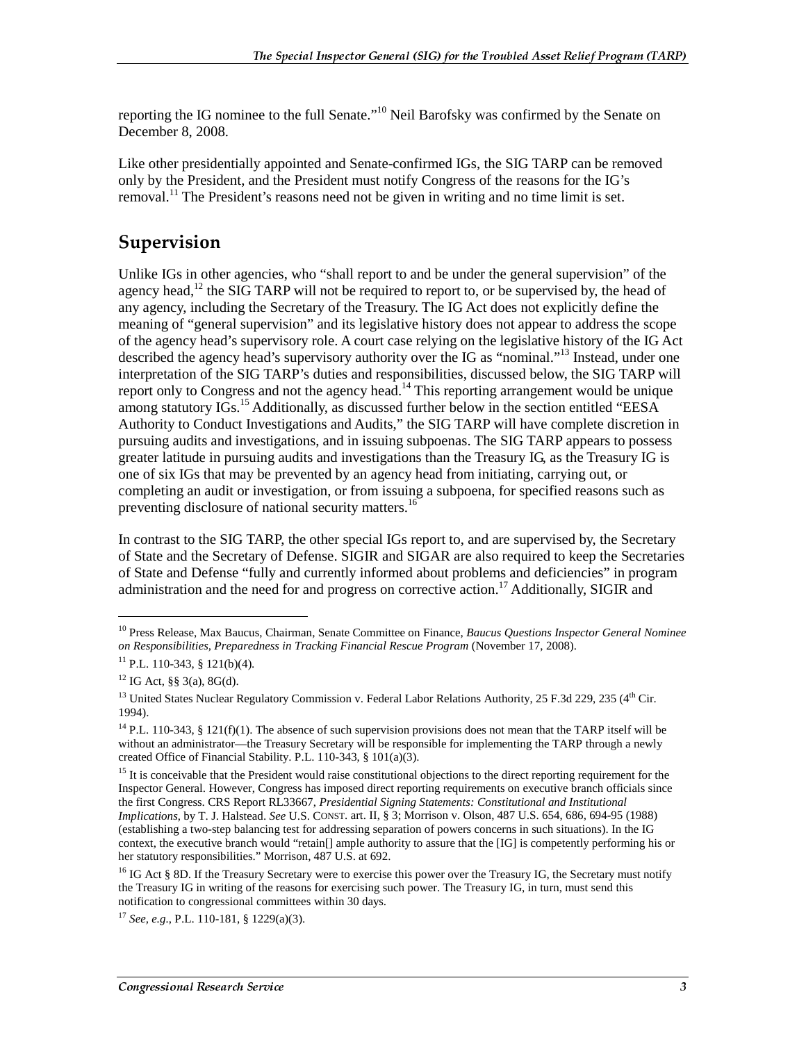reporting the IG nominee to the full Senate."[10] Neil Barofsky was confirmed by the Senate on December 8, 2008.

Like other presidentially appointed and Senate-confirmed IGs, the SIG TARP can be removed only by the President, and the President must notify Congress of the reasons for the IG's removal.[11] The President's reasons need not be given in writing and no time limit is set.

## Supervision

Unlike IGs in other agencies, who "shall report to and be under the general supervision" of the agency head,[12] the SIG TARP will not be required to report to, or be supervised by, the head of any agency, including the Secretary of the Treasury. The IG Act does not explicitly define the meaning of "general supervision" and its legislative history does not appear to address the scope of the agency head's supervisory role. A court case relying on the legislative history of the IG Act described the agency head's supervisory authority over the IG as "nominal."[13] Instead, under one interpretation of the SIG TARP's duties and responsibilities, discussed below, the SIG TARP will report only to Congress and not the agency head.[14] This reporting arrangement would be unique among statutory IGs.[15] Additionally, as discussed further below in the section entitled "EESA Authority to Conduct Investigations and Audits," the SIG TARP will have complete discretion in pursuing audits and investigations, and in issuing subpoenas. The SIG TARP appears to possess greater latitude in pursuing audits and investigations than the Treasury IG, as the Treasury IG is one of six IGs that may be prevented by an agency head from initiating, carrying out, or completing an audit or investigation, or from issuing a subpoena, for specified reasons such as preventing disclosure of national security matters.[16]

In contrast to the SIG TARP, the other special IGs report to, and are supervised by, the Secretary of State and the Secretary of Defense. SIGIR and SIGAR are also required to keep the Secretaries of State and Defense "fully and currently informed about problems and deficiencies" in program administration and the need for and progress on corrective action.[17] Additionally, SIGIR and

---

[10] Press Release, Max Baucus, Chairman, Senate Committee on Finance, *Baucus Questions Inspector General Nominee on Responsibilities, Preparedness in Tracking Financial Rescue Program* (November 17, 2008).

[11] P.L. 110-343, § 121(b)(4).

[12] IG Act, §§ 3(a), 8G(d).

[13] United States Nuclear Regulatory Commission v. Federal Labor Relations Authority, 25 F.3d 229, 235 (4th Cir. 1994).

[14] P.L. 110-343, § 121(f)(1). The absence of such supervision provisions does not mean that the TARP itself will be without an administrator—the Treasury Secretary will be responsible for implementing the TARP through a newly created Office of Financial Stability. P.L. 110-343, § 101(a)(3).

[15] It is conceivable that the President would raise constitutional objections to the direct reporting requirement for the Inspector General. However, Congress has imposed direct reporting requirements on executive branch officials since the first Congress. CRS Report RL33667, *Presidential Signing Statements: Constitutional and Institutional Implications*, by T. J. Halstead. *See* U.S. CONST. art. II, § 3; Morrison v. Olson, 487 U.S. 654, 686, 694-95 (1988) (establishing a two-step balancing test for addressing separation of powers concerns in such situations). In the IG context, the executive branch would "retain[] ample authority to assure that the [IG] is competently performing his or her statutory responsibilities." Morrison, 487 U.S. at 692.

[16] IG Act § 8D. If the Treasury Secretary were to exercise this power over the Treasury IG, the Secretary must notify the Treasury IG in writing of the reasons for exercising such power. The Treasury IG, in turn, must send this notification to congressional committees within 30 days.

[17] *See, e.g.*, P.L. 110-181, § 1229(a)(3).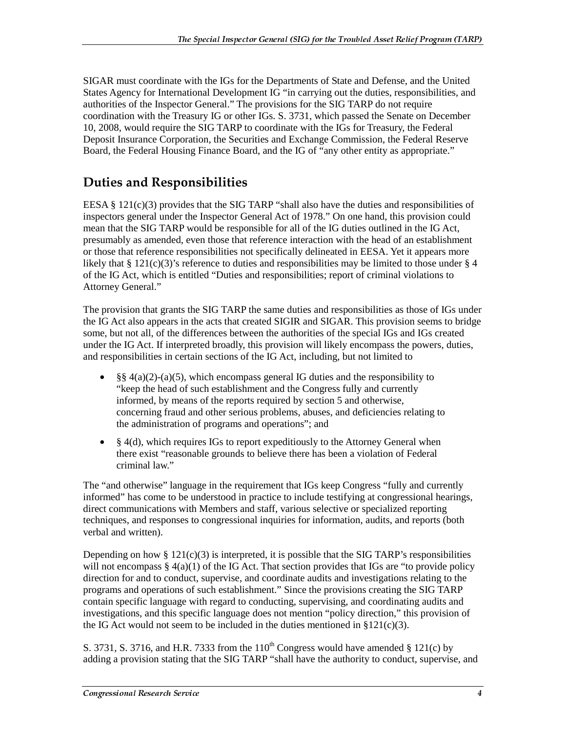SIGAR must coordinate with the IGs for the Departments of State and Defense, and the United States Agency for International Development IG "in carrying out the duties, responsibilities, and authorities of the Inspector General." The provisions for the SIG TARP do not require coordination with the Treasury IG or other IGs. S. 3731, which passed the Senate on December 10, 2008, would require the SIG TARP to coordinate with the IGs for Treasury, the Federal Deposit Insurance Corporation, the Securities and Exchange Commission, the Federal Reserve Board, the Federal Housing Finance Board, and the IG of "any other entity as appropriate."

## Duties and Responsibilities

EESA § 121(c)(3) provides that the SIG TARP "shall also have the duties and responsibilities of inspectors general under the Inspector General Act of 1978." On one hand, this provision could mean that the SIG TARP would be responsible for all of the IG duties outlined in the IG Act, presumably as amended, even those that reference interaction with the head of an establishment or those that reference responsibilities not specifically delineated in EESA. Yet it appears more likely that § 121(c)(3)'s reference to duties and responsibilities may be limited to those under § 4 of the IG Act, which is entitled "Duties and responsibilities; report of criminal violations to Attorney General."

The provision that grants the SIG TARP the same duties and responsibilities as those of IGs under the IG Act also appears in the acts that created SIGIR and SIGAR. This provision seems to bridge some, but not all, of the differences between the authorities of the special IGs and IGs created under the IG Act. If interpreted broadly, this provision will likely encompass the powers, duties, and responsibilities in certain sections of the IG Act, including, but not limited to

- §§ 4(a)(2)-(a)(5), which encompass general IG duties and the responsibility to "keep the head of such establishment and the Congress fully and currently informed, by means of the reports required by section 5 and otherwise, concerning fraud and other serious problems, abuses, and deficiencies relating to the administration of programs and operations"; and
- § 4(d), which requires IGs to report expeditiously to the Attorney General when there exist "reasonable grounds to believe there has been a violation of Federal criminal law."

The "and otherwise" language in the requirement that IGs keep Congress "fully and currently informed" has come to be understood in practice to include testifying at congressional hearings, direct communications with Members and staff, various selective or specialized reporting techniques, and responses to congressional inquiries for information, audits, and reports (both verbal and written).

Depending on how § 121(c)(3) is interpreted, it is possible that the SIG TARP's responsibilities will not encompass § 4(a)(1) of the IG Act. That section provides that IGs are "to provide policy direction for and to conduct, supervise, and coordinate audits and investigations relating to the programs and operations of such establishment." Since the provisions creating the SIG TARP contain specific language with regard to conducting, supervising, and coordinating audits and investigations, and this specific language does not mention "policy direction," this provision of the IG Act would not seem to be included in the duties mentioned in §121(c)(3).

S. 3731, S. 3716, and H.R. 7333 from the 110th Congress would have amended § 121(c) by adding a provision stating that the SIG TARP "shall have the authority to conduct, supervise, and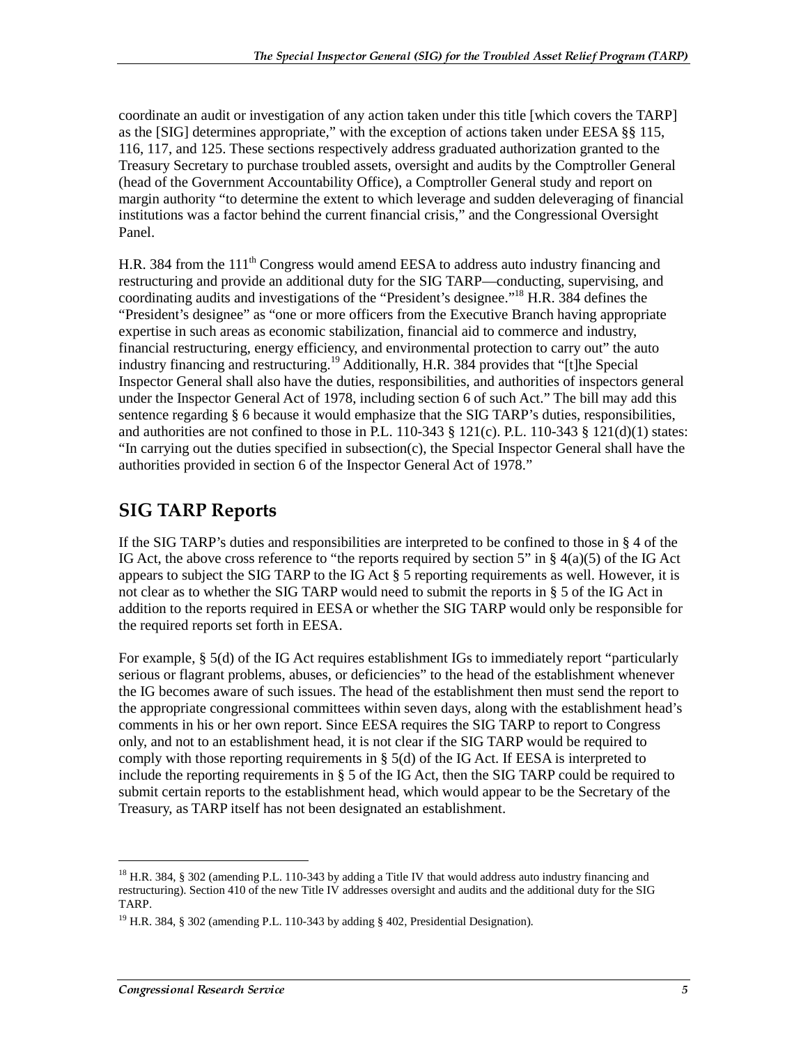coordinate an audit or investigation of any action taken under this title [which covers the TARP] as the [SIG] determines appropriate," with the exception of actions taken under EESA §§ 115, 116, 117, and 125. These sections respectively address graduated authorization granted to the Treasury Secretary to purchase troubled assets, oversight and audits by the Comptroller General (head of the Government Accountability Office), a Comptroller General study and report on margin authority "to determine the extent to which leverage and sudden deleveraging of financial institutions was a factor behind the current financial crisis," and the Congressional Oversight Panel.

H.R. 384 from the 111th Congress would amend EESA to address auto industry financing and restructuring and provide an additional duty for the SIG TARP—conducting, supervising, and coordinating audits and investigations of the "President's designee."[18] H.R. 384 defines the "President's designee" as "one or more officers from the Executive Branch having appropriate expertise in such areas as economic stabilization, financial aid to commerce and industry, financial restructuring, energy efficiency, and environmental protection to carry out" the auto industry financing and restructuring.[19] Additionally, H.R. 384 provides that "[t]he Special Inspector General shall also have the duties, responsibilities, and authorities of inspectors general under the Inspector General Act of 1978, including section 6 of such Act." The bill may add this sentence regarding § 6 because it would emphasize that the SIG TARP's duties, responsibilities, and authorities are not confined to those in P.L. 110-343 § 121(c). P.L. 110-343 § 121(d)(1) states: "In carrying out the duties specified in subsection(c), the Special Inspector General shall have the authorities provided in section 6 of the Inspector General Act of 1978."

## SIG TARP Reports

If the SIG TARP's duties and responsibilities are interpreted to be confined to those in § 4 of the IG Act, the above cross reference to "the reports required by section 5" in § 4(a)(5) of the IG Act appears to subject the SIG TARP to the IG Act § 5 reporting requirements as well. However, it is not clear as to whether the SIG TARP would need to submit the reports in § 5 of the IG Act in addition to the reports required in EESA or whether the SIG TARP would only be responsible for the required reports set forth in EESA.

For example, § 5(d) of the IG Act requires establishment IGs to immediately report "particularly serious or flagrant problems, abuses, or deficiencies" to the head of the establishment whenever the IG becomes aware of such issues. The head of the establishment then must send the report to the appropriate congressional committees within seven days, along with the establishment head's comments in his or her own report. Since EESA requires the SIG TARP to report to Congress only, and not to an establishment head, it is not clear if the SIG TARP would be required to comply with those reporting requirements in § 5(d) of the IG Act. If EESA is interpreted to include the reporting requirements in § 5 of the IG Act, then the SIG TARP could be required to submit certain reports to the establishment head, which would appear to be the Secretary of the Treasury, as TARP itself has not been designated an establishment.

---

[18] H.R. 384, § 302 (amending P.L. 110-343 by adding a Title IV that would address auto industry financing and restructuring). Section 410 of the new Title IV addresses oversight and audits and the additional duty for the SIG TARP.

[19] H.R. 384, § 302 (amending P.L. 110-343 by adding § 402, Presidential Designation).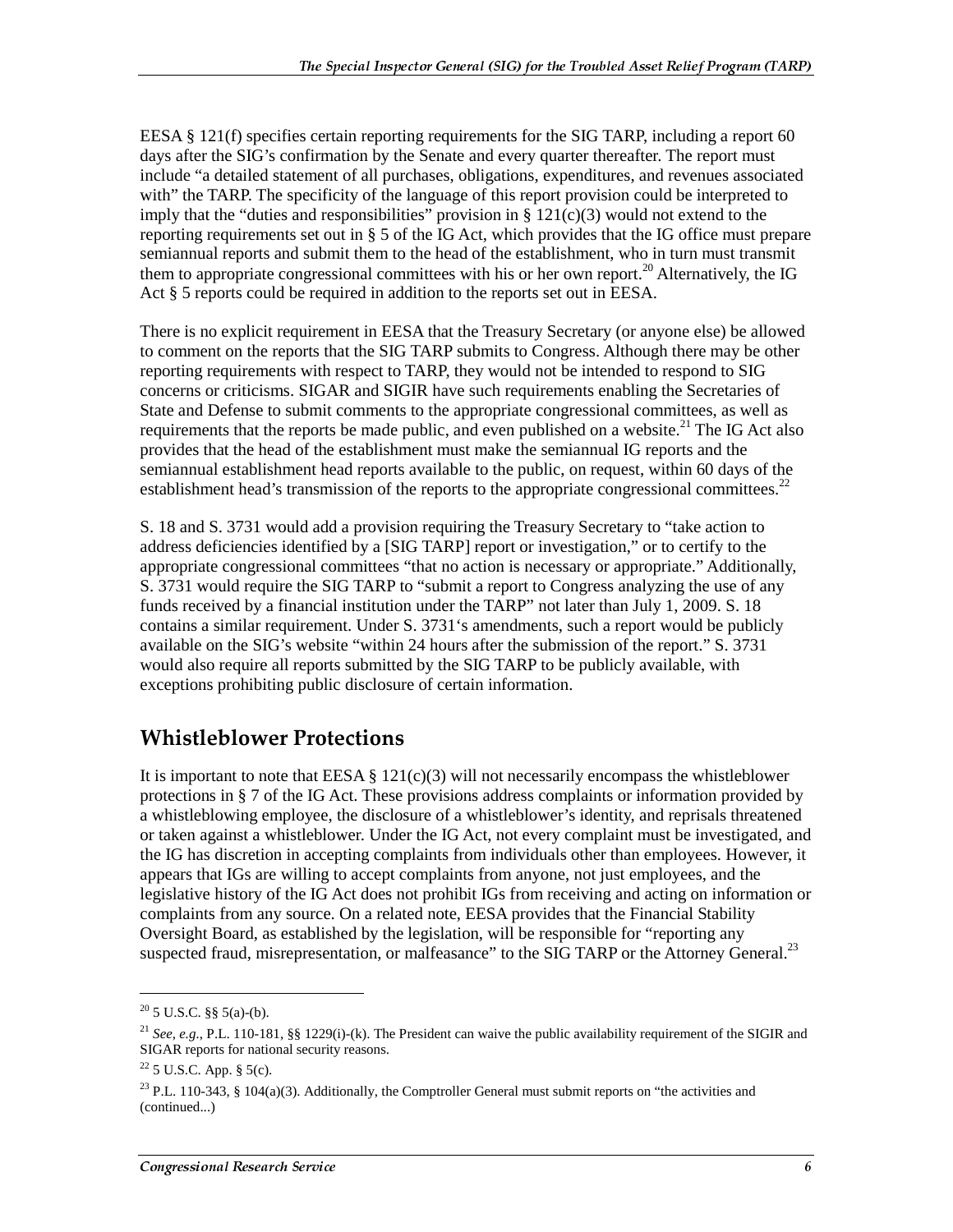EESA § 121(f) specifies certain reporting requirements for the SIG TARP, including a report 60 days after the SIG's confirmation by the Senate and every quarter thereafter. The report must include "a detailed statement of all purchases, obligations, expenditures, and revenues associated with" the TARP. The specificity of the language of this report provision could be interpreted to imply that the "duties and responsibilities" provision in § 121(c)(3) would not extend to the reporting requirements set out in § 5 of the IG Act, which provides that the IG office must prepare semiannual reports and submit them to the head of the establishment, who in turn must transmit them to appropriate congressional committees with his or her own report.[20] Alternatively, the IG Act § 5 reports could be required in addition to the reports set out in EESA.

There is no explicit requirement in EESA that the Treasury Secretary (or anyone else) be allowed to comment on the reports that the SIG TARP submits to Congress. Although there may be other reporting requirements with respect to TARP, they would not be intended to respond to SIG concerns or criticisms. SIGAR and SIGIR have such requirements enabling the Secretaries of State and Defense to submit comments to the appropriate congressional committees, as well as requirements that the reports be made public, and even published on a website.[21] The IG Act also provides that the head of the establishment must make the semiannual IG reports and the semiannual establishment head reports available to the public, on request, within 60 days of the establishment head's transmission of the reports to the appropriate congressional committees.[22]

S. 18 and S. 3731 would add a provision requiring the Treasury Secretary to "take action to address deficiencies identified by a [SIG TARP] report or investigation," or to certify to the appropriate congressional committees "that no action is necessary or appropriate." Additionally, S. 3731 would require the SIG TARP to "submit a report to Congress analyzing the use of any funds received by a financial institution under the TARP" not later than July 1, 2009. S. 18 contains a similar requirement. Under S. 3731's amendments, such a report would be publicly available on the SIG's website "within 24 hours after the submission of the report." S. 3731 would also require all reports submitted by the SIG TARP to be publicly available, with exceptions prohibiting public disclosure of certain information.

## Whistleblower Protections

It is important to note that EESA § 121(c)(3) will not necessarily encompass the whistleblower protections in § 7 of the IG Act. These provisions address complaints or information provided by a whistleblowing employee, the disclosure of a whistleblower's identity, and reprisals threatened or taken against a whistleblower. Under the IG Act, not every complaint must be investigated, and the IG has discretion in accepting complaints from individuals other than employees. However, it appears that IGs are willing to accept complaints from anyone, not just employees, and the legislative history of the IG Act does not prohibit IGs from receiving and acting on information or complaints from any source. On a related note, EESA provides that the Financial Stability Oversight Board, as established by the legislation, will be responsible for "reporting any suspected fraud, misrepresentation, or malfeasance" to the SIG TARP or the Attorney General.[23]

---

[20] 5 U.S.C. §§ 5(a)-(b).

[21] *See, e.g.*, P.L. 110-181, §§ 1229(i)-(k). The President can waive the public availability requirement of the SIGIR and SIGAR reports for national security reasons.

[22] 5 U.S.C. App. § 5(c).

[23] P.L. 110-343, § 104(a)(3). Additionally, the Comptroller General must submit reports on "the activities and (continued...)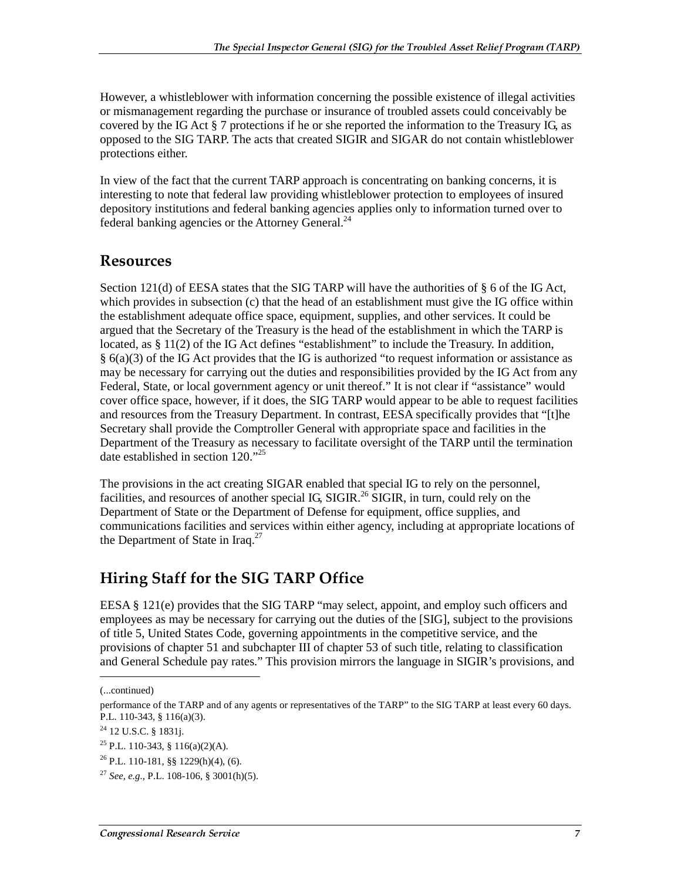However, a whistleblower with information concerning the possible existence of illegal activities or mismanagement regarding the purchase or insurance of troubled assets could conceivably be covered by the IG Act § 7 protections if he or she reported the information to the Treasury IG, as opposed to the SIG TARP. The acts that created SIGIR and SIGAR do not contain whistleblower protections either.

In view of the fact that the current TARP approach is concentrating on banking concerns, it is interesting to note that federal law providing whistleblower protection to employees of insured depository institutions and federal banking agencies applies only to information turned over to federal banking agencies or the Attorney General.[24]

## Resources

Section 121(d) of EESA states that the SIG TARP will have the authorities of § 6 of the IG Act, which provides in subsection (c) that the head of an establishment must give the IG office within the establishment adequate office space, equipment, supplies, and other services. It could be argued that the Secretary of the Treasury is the head of the establishment in which the TARP is located, as § 11(2) of the IG Act defines "establishment" to include the Treasury. In addition, § 6(a)(3) of the IG Act provides that the IG is authorized "to request information or assistance as may be necessary for carrying out the duties and responsibilities provided by the IG Act from any Federal, State, or local government agency or unit thereof." It is not clear if "assistance" would cover office space, however, if it does, the SIG TARP would appear to be able to request facilities and resources from the Treasury Department. In contrast, EESA specifically provides that "[t]he Secretary shall provide the Comptroller General with appropriate space and facilities in the Department of the Treasury as necessary to facilitate oversight of the TARP until the termination date established in section 120."[25]

The provisions in the act creating SIGAR enabled that special IG to rely on the personnel, facilities, and resources of another special IG, SIGIR.[26] SIGIR, in turn, could rely on the Department of State or the Department of Defense for equipment, office supplies, and communications facilities and services within either agency, including at appropriate locations of the Department of State in Iraq.[27]

## Hiring Staff for the SIG TARP Office

EESA § 121(e) provides that the SIG TARP "may select, appoint, and employ such officers and employees as may be necessary for carrying out the duties of the [SIG], subject to the provisions of title 5, United States Code, governing appointments in the competitive service, and the provisions of chapter 51 and subchapter III of chapter 53 of such title, relating to classification and General Schedule pay rates." This provision mirrors the language in SIGIR's provisions, and

---

(...continued)

performance of the TARP and of any agents or representatives of the TARP" to the SIG TARP at least every 60 days. P.L. 110-343, § 116(a)(3).

[24] 12 U.S.C. § 1831j.

[25] P.L. 110-343, § 116(a)(2)(A).

[26] P.L. 110-181, §§ 1229(h)(4), (6).

[27] *See, e.g.*, P.L. 108-106, § 3001(h)(5).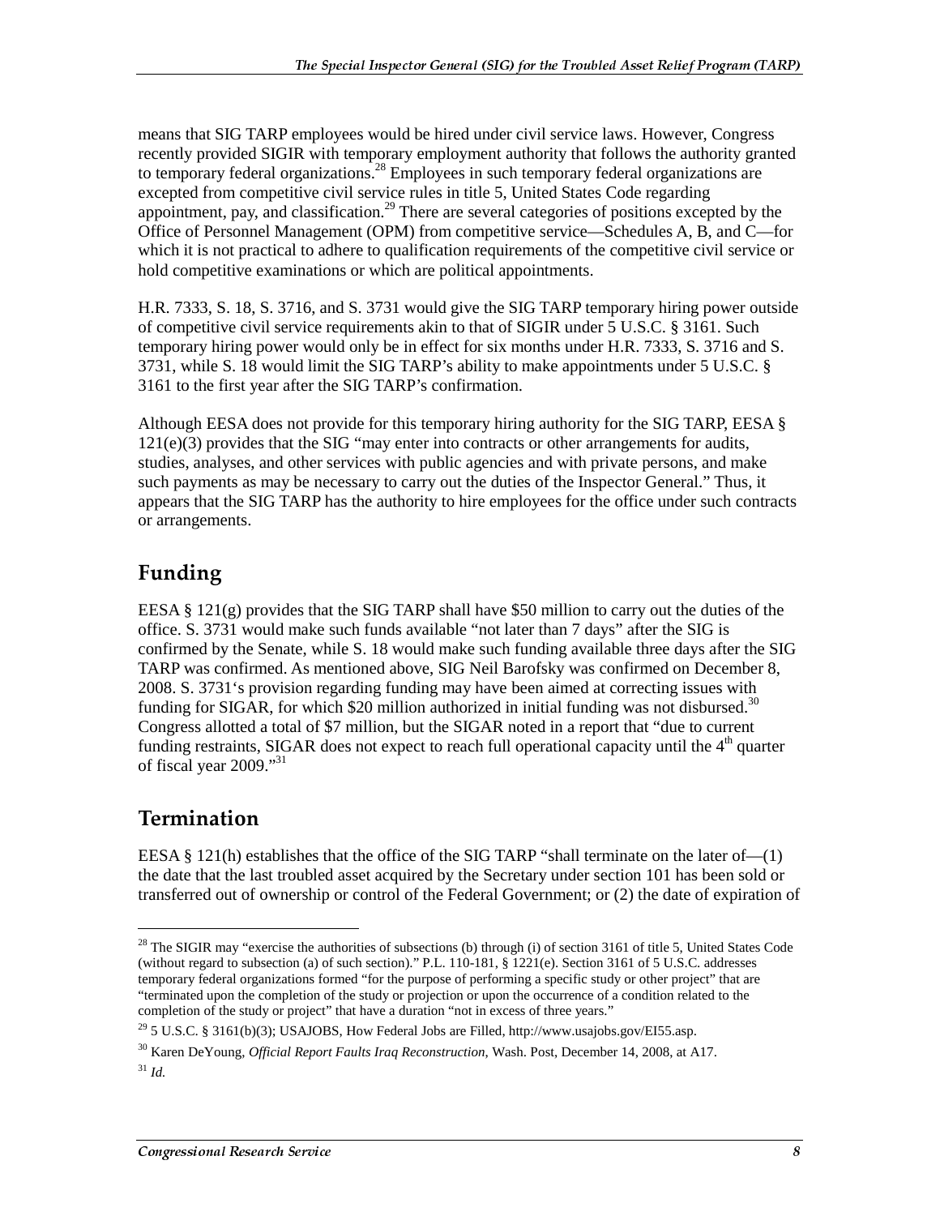means that SIG TARP employees would be hired under civil service laws. However, Congress recently provided SIGIR with temporary employment authority that follows the authority granted to temporary federal organizations.[28] Employees in such temporary federal organizations are excepted from competitive civil service rules in title 5, United States Code regarding appointment, pay, and classification.[29] There are several categories of positions excepted by the Office of Personnel Management (OPM) from competitive service—Schedules A, B, and C—for which it is not practical to adhere to qualification requirements of the competitive civil service or hold competitive examinations or which are political appointments.

H.R. 7333, S. 18, S. 3716, and S. 3731 would give the SIG TARP temporary hiring power outside of competitive civil service requirements akin to that of SIGIR under 5 U.S.C. § 3161. Such temporary hiring power would only be in effect for six months under H.R. 7333, S. 3716 and S. 3731, while S. 18 would limit the SIG TARP's ability to make appointments under 5 U.S.C. § 3161 to the first year after the SIG TARP's confirmation.

Although EESA does not provide for this temporary hiring authority for the SIG TARP, EESA § 121(e)(3) provides that the SIG "may enter into contracts or other arrangements for audits, studies, analyses, and other services with public agencies and with private persons, and make such payments as may be necessary to carry out the duties of the Inspector General." Thus, it appears that the SIG TARP has the authority to hire employees for the office under such contracts or arrangements.

## Funding

EESA § 121(g) provides that the SIG TARP shall have $50 million to carry out the duties of the office. S. 3731 would make such funds available "not later than 7 days" after the SIG is confirmed by the Senate, while S. 18 would make such funding available three days after the SIG TARP was confirmed. As mentioned above, SIG Neil Barofsky was confirmed on December 8, 2008. S. 3731's provision regarding funding may have been aimed at correcting issues with funding for SIGAR, for which $20 million authorized in initial funding was not disbursed.[30] Congress allotted a total of $7 million, but the SIGAR noted in a report that "due to current funding restraints, SIGAR does not expect to reach full operational capacity until the 4th quarter of fiscal year 2009."[31]

## Termination

EESA § 121(h) establishes that the office of the SIG TARP "shall terminate on the later of—(1) the date that the last troubled asset acquired by the Secretary under section 101 has been sold or transferred out of ownership or control of the Federal Government; or (2) the date of expiration of

---

[28] The SIGIR may "exercise the authorities of subsections (b) through (i) of section 3161 of title 5, United States Code (without regard to subsection (a) of such section)." P.L. 110-181, § 1221(e). Section 3161 of 5 U.S.C. addresses temporary federal organizations formed "for the purpose of performing a specific study or other project" that are "terminated upon the completion of the study or projection or upon the occurrence of a condition related to the completion of the study or project" that have a duration "not in excess of three years."

[29] 5 U.S.C. § 3161(b)(3); USAJOBS, How Federal Jobs are Filled, http://www.usajobs.gov/EI55.asp.

[30] Karen DeYoung, *Official Report Faults Iraq Reconstruction*, Wash. Post, December 14, 2008, at A17.

[31] *Id.*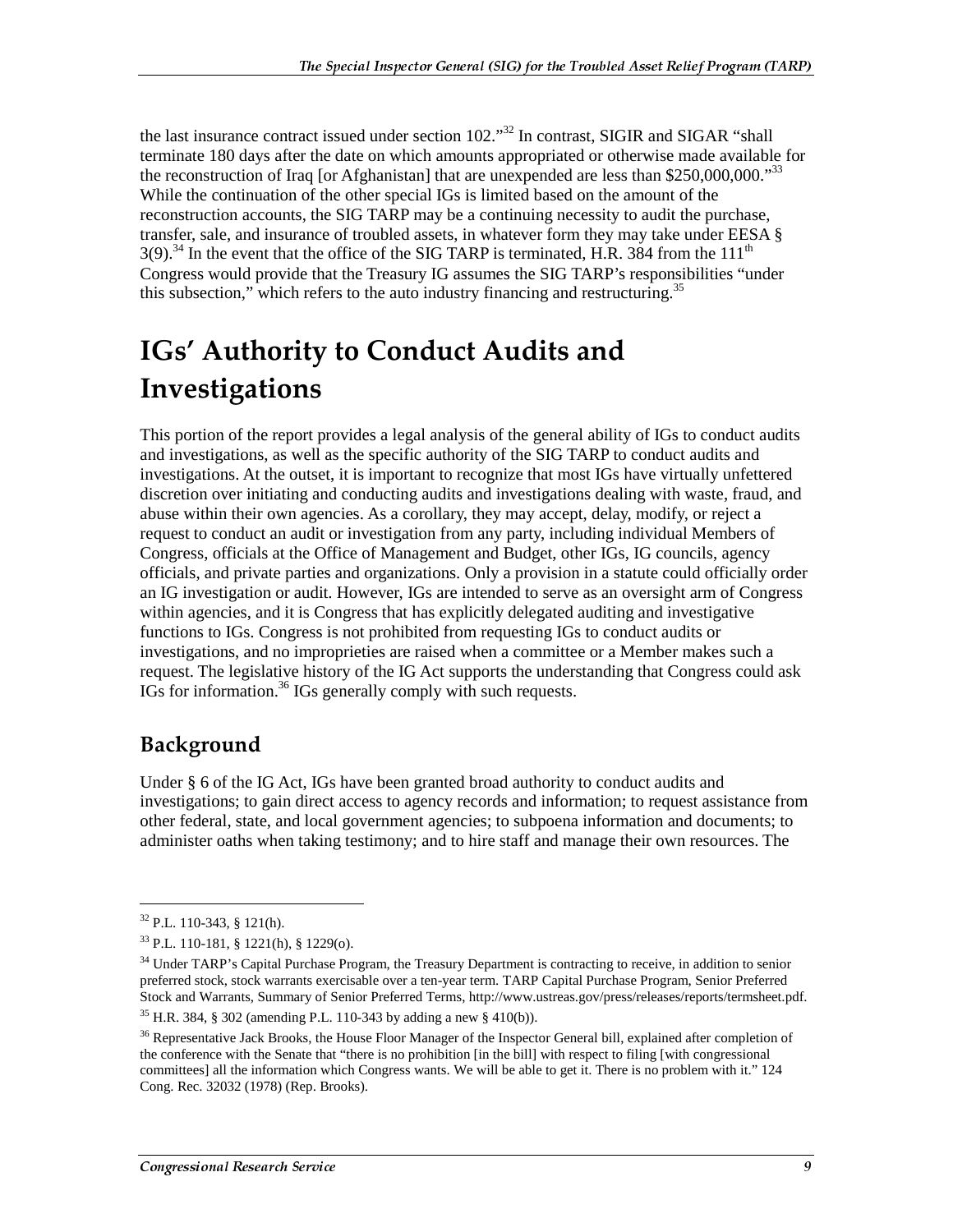the last insurance contract issued under section 102."[32] In contrast, SIGIR and SIGAR "shall terminate 180 days after the date on which amounts appropriated or otherwise made available for the reconstruction of Iraq [or Afghanistan] that are unexpended are less than $250,000,000."[33] While the continuation of the other special IGs is limited based on the amount of the reconstruction accounts, the SIG TARP may be a continuing necessity to audit the purchase, transfer, sale, and insurance of troubled assets, in whatever form they may take under EESA § 3(9).[34] In the event that the office of the SIG TARP is terminated, H.R. 384 from the 111th Congress would provide that the Treasury IG assumes the SIG TARP's responsibilities "under this subsection," which refers to the auto industry financing and restructuring.[35]

# IGs' Authority to Conduct Audits and Investigations

This portion of the report provides a legal analysis of the general ability of IGs to conduct audits and investigations, as well as the specific authority of the SIG TARP to conduct audits and investigations. At the outset, it is important to recognize that most IGs have virtually unfettered discretion over initiating and conducting audits and investigations dealing with waste, fraud, and abuse within their own agencies. As a corollary, they may accept, delay, modify, or reject a request to conduct an audit or investigation from any party, including individual Members of Congress, officials at the Office of Management and Budget, other IGs, IG councils, agency officials, and private parties and organizations. Only a provision in a statute could officially order an IG investigation or audit. However, IGs are intended to serve as an oversight arm of Congress within agencies, and it is Congress that has explicitly delegated auditing and investigative functions to IGs. Congress is not prohibited from requesting IGs to conduct audits or investigations, and no improprieties are raised when a committee or a Member makes such a request. The legislative history of the IG Act supports the understanding that Congress could ask IGs for information.[36] IGs generally comply with such requests.

## Background

Under § 6 of the IG Act, IGs have been granted broad authority to conduct audits and investigations; to gain direct access to agency records and information; to request assistance from other federal, state, and local government agencies; to subpoena information and documents; to administer oaths when taking testimony; and to hire staff and manage their own resources. The

---

[32] P.L. 110-343, § 121(h).

[33] P.L. 110-181, § 1221(h), § 1229(o).

[34] Under TARP's Capital Purchase Program, the Treasury Department is contracting to receive, in addition to senior preferred stock, stock warrants exercisable over a ten-year term. TARP Capital Purchase Program, Senior Preferred Stock and Warrants, Summary of Senior Preferred Terms, http://www.ustreas.gov/press/releases/reports/termsheet.pdf.

[35] H.R. 384, § 302 (amending P.L. 110-343 by adding a new § 410(b)).

[36] Representative Jack Brooks, the House Floor Manager of the Inspector General bill, explained after completion of the conference with the Senate that "there is no prohibition [in the bill] with respect to filing [with congressional committees] all the information which Congress wants. We will be able to get it. There is no problem with it." 124 Cong. Rec. 32032 (1978) (Rep. Brooks).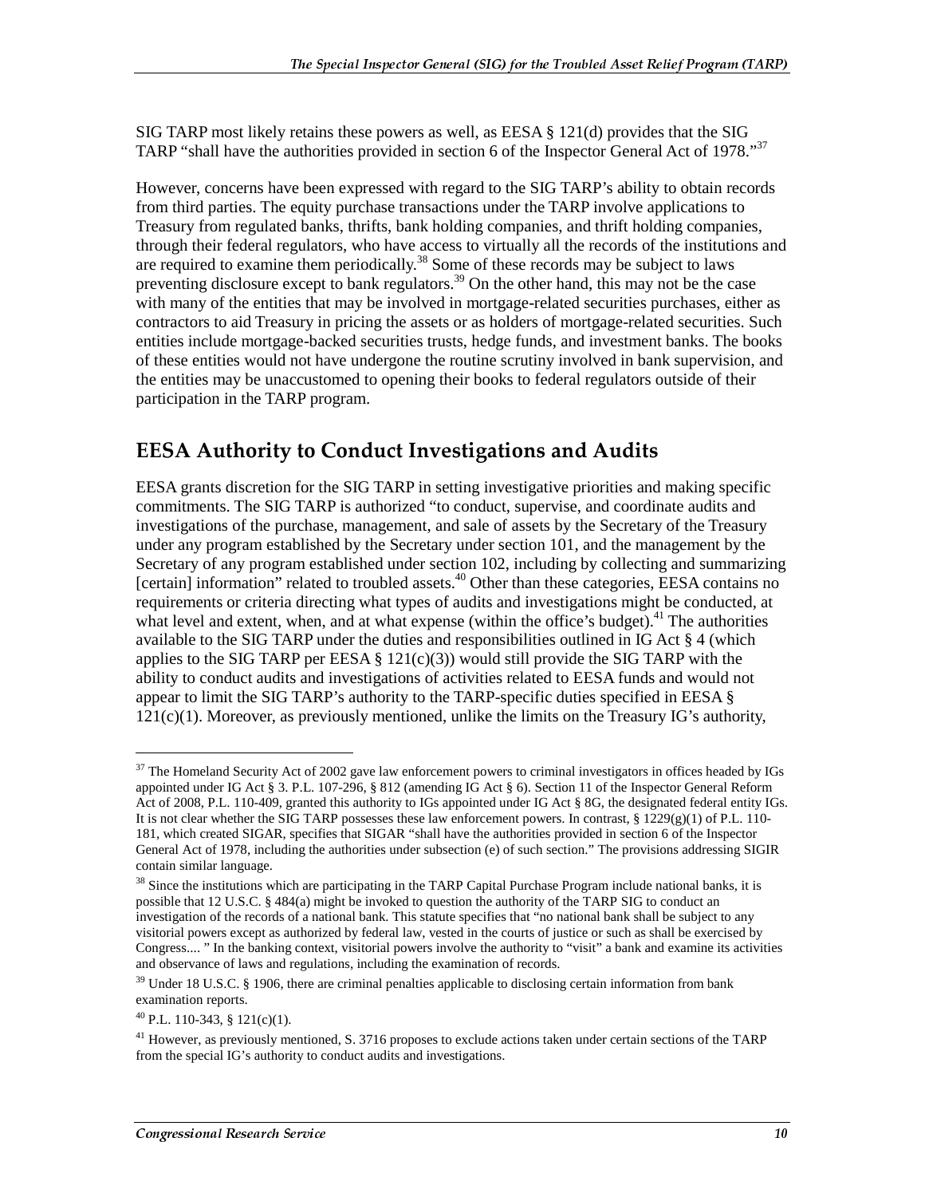SIG TARP most likely retains these powers as well, as EESA § 121(d) provides that the SIG TARP "shall have the authorities provided in section 6 of the Inspector General Act of 1978."[37]

However, concerns have been expressed with regard to the SIG TARP's ability to obtain records from third parties. The equity purchase transactions under the TARP involve applications to Treasury from regulated banks, thrifts, bank holding companies, and thrift holding companies, through their federal regulators, who have access to virtually all the records of the institutions and are required to examine them periodically.[38] Some of these records may be subject to laws preventing disclosure except to bank regulators.[39] On the other hand, this may not be the case with many of the entities that may be involved in mortgage-related securities purchases, either as contractors to aid Treasury in pricing the assets or as holders of mortgage-related securities. Such entities include mortgage-backed securities trusts, hedge funds, and investment banks. The books of these entities would not have undergone the routine scrutiny involved in bank supervision, and the entities may be unaccustomed to opening their books to federal regulators outside of their participation in the TARP program.

## EESA Authority to Conduct Investigations and Audits

EESA grants discretion for the SIG TARP in setting investigative priorities and making specific commitments. The SIG TARP is authorized "to conduct, supervise, and coordinate audits and investigations of the purchase, management, and sale of assets by the Secretary of the Treasury under any program established by the Secretary under section 101, and the management by the Secretary of any program established under section 102, including by collecting and summarizing [certain] information" related to troubled assets.[40] Other than these categories, EESA contains no requirements or criteria directing what types of audits and investigations might be conducted, at what level and extent, when, and at what expense (within the office's budget).[41] The authorities available to the SIG TARP under the duties and responsibilities outlined in IG Act § 4 (which applies to the SIG TARP per EESA § 121(c)(3)) would still provide the SIG TARP with the ability to conduct audits and investigations of activities related to EESA funds and would not appear to limit the SIG TARP's authority to the TARP-specific duties specified in EESA § 121(c)(1). Moreover, as previously mentioned, unlike the limits on the Treasury IG's authority,

---

[37] The Homeland Security Act of 2002 gave law enforcement powers to criminal investigators in offices headed by IGs appointed under IG Act § 3. P.L. 107-296, § 812 (amending IG Act § 6). Section 11 of the Inspector General Reform Act of 2008, P.L. 110-409, granted this authority to IGs appointed under IG Act § 8G, the designated federal entity IGs. It is not clear whether the SIG TARP possesses these law enforcement powers. In contrast, § 1229(g)(1) of P.L. 110-181, which created SIGAR, specifies that SIGAR "shall have the authorities provided in section 6 of the Inspector General Act of 1978, including the authorities under subsection (e) of such section." The provisions addressing SIGIR contain similar language.

[38] Since the institutions which are participating in the TARP Capital Purchase Program include national banks, it is possible that 12 U.S.C. § 484(a) might be invoked to question the authority of the TARP SIG to conduct an investigation of the records of a national bank. This statute specifies that "no national bank shall be subject to any visitorial powers except as authorized by federal law, vested in the courts of justice or such as shall be exercised by Congress.... " In the banking context, visitorial powers involve the authority to "visit" a bank and examine its activities and observance of laws and regulations, including the examination of records.

[39] Under 18 U.S.C. § 1906, there are criminal penalties applicable to disclosing certain information from bank examination reports.

[40] P.L. 110-343, § 121(c)(1).

[41] However, as previously mentioned, S. 3716 proposes to exclude actions taken under certain sections of the TARP from the special IG's authority to conduct audits and investigations.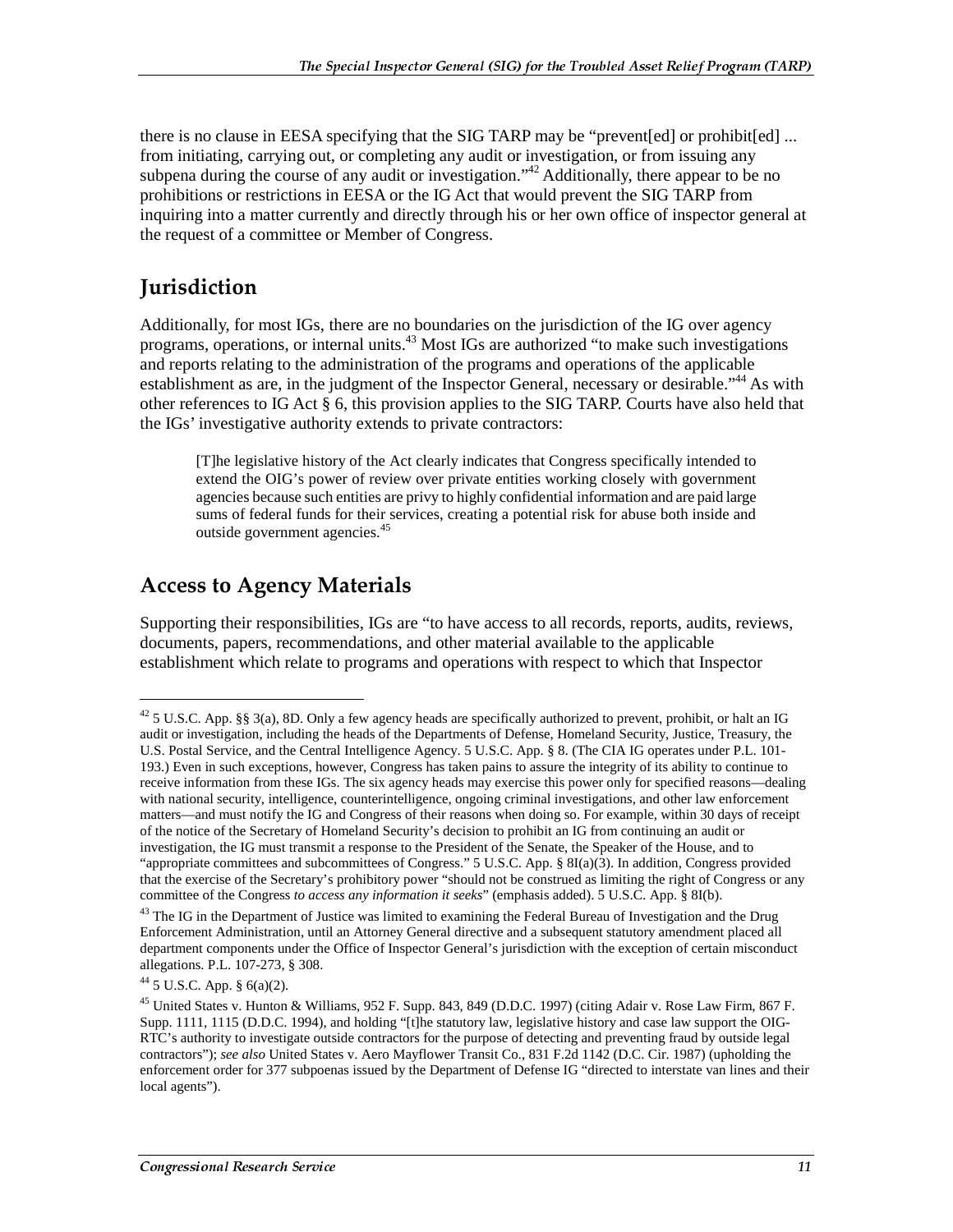there is no clause in EESA specifying that the SIG TARP may be "prevent[ed] or prohibit[ed] ... from initiating, carrying out, or completing any audit or investigation, or from issuing any subpena during the course of any audit or investigation."[42] Additionally, there appear to be no prohibitions or restrictions in EESA or the IG Act that would prevent the SIG TARP from inquiring into a matter currently and directly through his or her own office of inspector general at the request of a committee or Member of Congress.

## Jurisdiction

Additionally, for most IGs, there are no boundaries on the jurisdiction of the IG over agency programs, operations, or internal units.[43] Most IGs are authorized "to make such investigations and reports relating to the administration of the programs and operations of the applicable establishment as are, in the judgment of the Inspector General, necessary or desirable."[44] As with other references to IG Act § 6, this provision applies to the SIG TARP. Courts have also held that the IGs' investigative authority extends to private contractors:

> [T]he legislative history of the Act clearly indicates that Congress specifically intended to extend the OIG's power of review over private entities working closely with government agencies because such entities are privy to highly confidential information and are paid large sums of federal funds for their services, creating a potential risk for abuse both inside and outside government agencies.[45]

## Access to Agency Materials

Supporting their responsibilities, IGs are "to have access to all records, reports, audits, reviews, documents, papers, recommendations, and other material available to the applicable establishment which relate to programs and operations with respect to which that Inspector

---

[42] 5 U.S.C. App. §§ 3(a), 8D. Only a few agency heads are specifically authorized to prevent, prohibit, or halt an IG audit or investigation, including the heads of the Departments of Defense, Homeland Security, Justice, Treasury, the U.S. Postal Service, and the Central Intelligence Agency. 5 U.S.C. App. § 8. (The CIA IG operates under P.L. 101-193.) Even in such exceptions, however, Congress has taken pains to assure the integrity of its ability to continue to receive information from these IGs. The six agency heads may exercise this power only for specified reasons—dealing with national security, intelligence, counterintelligence, ongoing criminal investigations, and other law enforcement matters—and must notify the IG and Congress of their reasons when doing so. For example, within 30 days of receipt of the notice of the Secretary of Homeland Security's decision to prohibit an IG from continuing an audit or investigation, the IG must transmit a response to the President of the Senate, the Speaker of the House, and to "appropriate committees and subcommittees of Congress." 5 U.S.C. App. § 8I(a)(3). In addition, Congress provided that the exercise of the Secretary's prohibitory power "should not be construed as limiting the right of Congress or any committee of the Congress *to access any information it seeks*" (emphasis added). 5 U.S.C. App. § 8I(b).

[43] The IG in the Department of Justice was limited to examining the Federal Bureau of Investigation and the Drug Enforcement Administration, until an Attorney General directive and a subsequent statutory amendment placed all department components under the Office of Inspector General's jurisdiction with the exception of certain misconduct allegations. P.L. 107-273, § 308.

[44] 5 U.S.C. App. § 6(a)(2).

[45] United States v. Hunton & Williams, 952 F. Supp. 843, 849 (D.D.C. 1997) (citing Adair v. Rose Law Firm, 867 F. Supp. 1111, 1115 (D.D.C. 1994), and holding "[t]he statutory law, legislative history and case law support the OIG-RTC's authority to investigate outside contractors for the purpose of detecting and preventing fraud by outside legal contractors"); *see also* United States v. Aero Mayflower Transit Co., 831 F.2d 1142 (D.C. Cir. 1987) (upholding the enforcement order for 377 subpoenas issued by the Department of Defense IG "directed to interstate van lines and their local agents").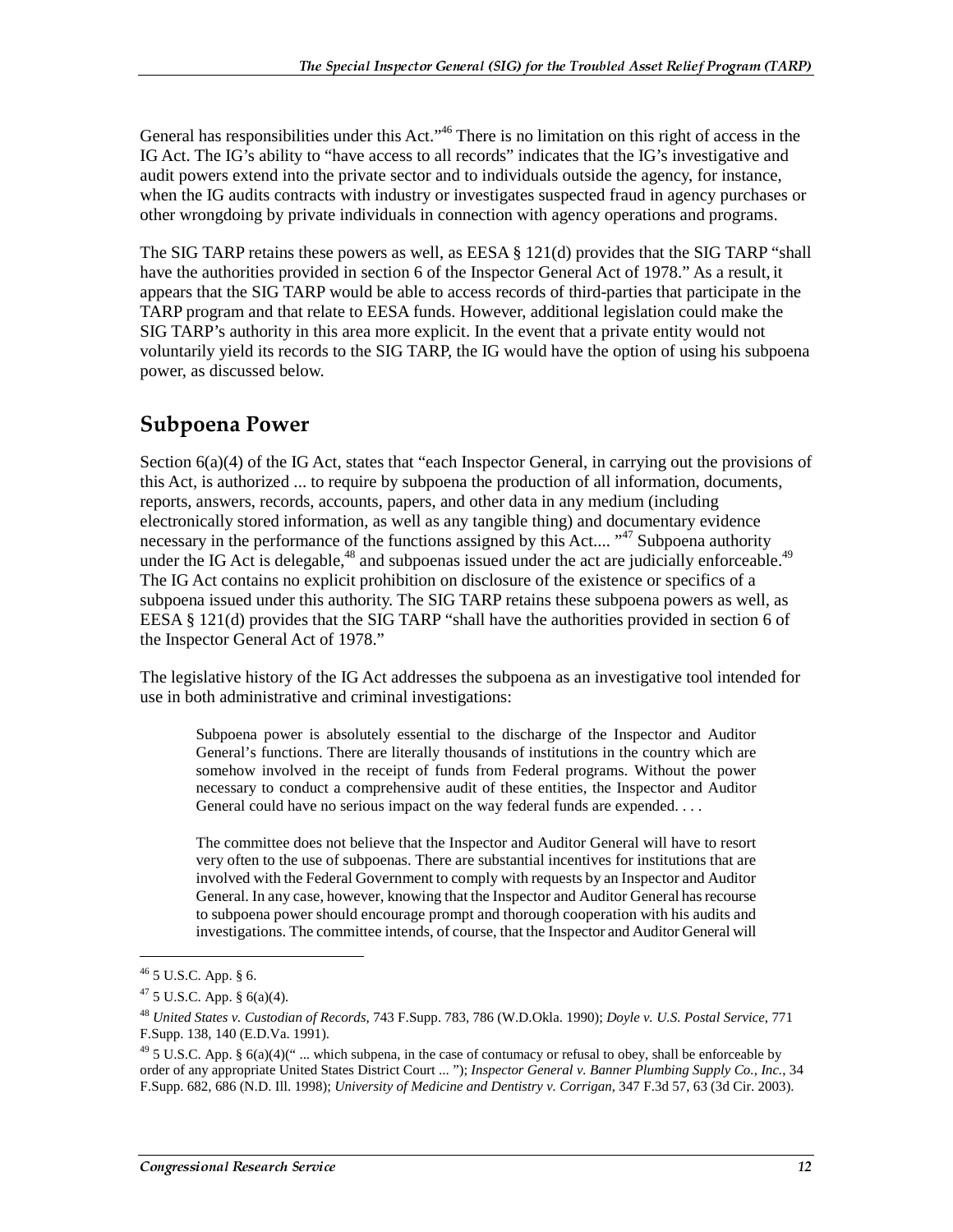General has responsibilities under this Act."[46] There is no limitation on this right of access in the IG Act. The IG's ability to "have access to all records" indicates that the IG's investigative and audit powers extend into the private sector and to individuals outside the agency, for instance, when the IG audits contracts with industry or investigates suspected fraud in agency purchases or other wrongdoing by private individuals in connection with agency operations and programs.

The SIG TARP retains these powers as well, as EESA § 121(d) provides that the SIG TARP "shall have the authorities provided in section 6 of the Inspector General Act of 1978." As a result, it appears that the SIG TARP would be able to access records of third-parties that participate in the TARP program and that relate to EESA funds. However, additional legislation could make the SIG TARP's authority in this area more explicit. In the event that a private entity would not voluntarily yield its records to the SIG TARP, the IG would have the option of using his subpoena power, as discussed below.

## Subpoena Power

Section 6(a)(4) of the IG Act, states that "each Inspector General, in carrying out the provisions of this Act, is authorized ... to require by subpoena the production of all information, documents, reports, answers, records, accounts, papers, and other data in any medium (including electronically stored information, as well as any tangible thing) and documentary evidence necessary in the performance of the functions assigned by this Act.... "[47] Subpoena authority under the IG Act is delegable,[48] and subpoenas issued under the act are judicially enforceable.[49] The IG Act contains no explicit prohibition on disclosure of the existence or specifics of a subpoena issued under this authority. The SIG TARP retains these subpoena powers as well, as EESA § 121(d) provides that the SIG TARP "shall have the authorities provided in section 6 of the Inspector General Act of 1978."

The legislative history of the IG Act addresses the subpoena as an investigative tool intended for use in both administrative and criminal investigations:

> Subpoena power is absolutely essential to the discharge of the Inspector and Auditor General's functions. There are literally thousands of institutions in the country which are somehow involved in the receipt of funds from Federal programs. Without the power necessary to conduct a comprehensive audit of these entities, the Inspector and Auditor General could have no serious impact on the way federal funds are expended. . . .
>
> The committee does not believe that the Inspector and Auditor General will have to resort very often to the use of subpoenas. There are substantial incentives for institutions that are involved with the Federal Government to comply with requests by an Inspector and Auditor General. In any case, however, knowing that the Inspector and Auditor General has recourse to subpoena power should encourage prompt and thorough cooperation with his audits and investigations. The committee intends, of course, that the Inspector and Auditor General will

---

[46] 5 U.S.C. App. § 6.

[47] 5 U.S.C. App. § 6(a)(4).

[48] *United States v. Custodian of Records*, 743 F.Supp. 783, 786 (W.D.Okla. 1990); *Doyle v. U.S. Postal Service*, 771 F.Supp. 138, 140 (E.D.Va. 1991).

[49] 5 U.S.C. App. § 6(a)(4)(" ... which subpena, in the case of contumacy or refusal to obey, shall be enforceable by order of any appropriate United States District Court ... "); *Inspector General v. Banner Plumbing Supply Co., Inc.*, 34 F.Supp. 682, 686 (N.D. Ill. 1998); *University of Medicine and Dentistry v. Corrigan*, 347 F.3d 57, 63 (3d Cir. 2003).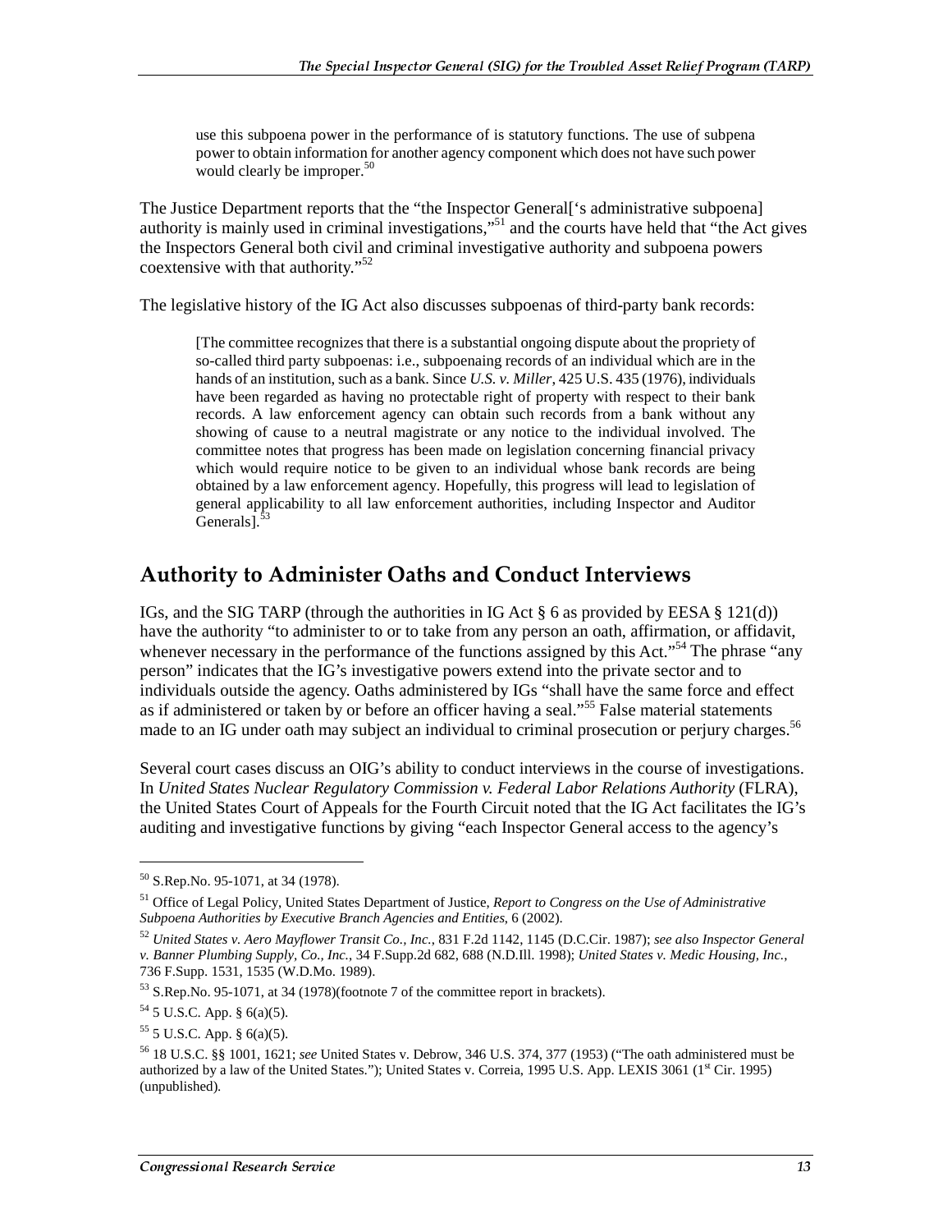> use this subpoena power in the performance of is statutory functions. The use of subpena power to obtain information for another agency component which does not have such power would clearly be improper.[50]

The Justice Department reports that the "the Inspector General['s administrative subpoena] authority is mainly used in criminal investigations,"[51] and the courts have held that "the Act gives the Inspectors General both civil and criminal investigative authority and subpoena powers coextensive with that authority."[52]

The legislative history of the IG Act also discusses subpoenas of third-party bank records:

> [The committee recognizes that there is a substantial ongoing dispute about the propriety of so-called third party subpoenas: i.e., subpoenaing records of an individual which are in the hands of an institution, such as a bank. Since *U.S. v. Miller*, 425 U.S. 435 (1976), individuals have been regarded as having no protectable right of property with respect to their bank records. A law enforcement agency can obtain such records from a bank without any showing of cause to a neutral magistrate or any notice to the individual involved. The committee notes that progress has been made on legislation concerning financial privacy which would require notice to be given to an individual whose bank records are being obtained by a law enforcement agency. Hopefully, this progress will lead to legislation of general applicability to all law enforcement authorities, including Inspector and Auditor Generals].[53]

## Authority to Administer Oaths and Conduct Interviews

IGs, and the SIG TARP (through the authorities in IG Act § 6 as provided by EESA § 121(d)) have the authority "to administer to or to take from any person an oath, affirmation, or affidavit, whenever necessary in the performance of the functions assigned by this Act."[54] The phrase "any person" indicates that the IG's investigative powers extend into the private sector and to individuals outside the agency. Oaths administered by IGs "shall have the same force and effect as if administered or taken by or before an officer having a seal."[55] False material statements made to an IG under oath may subject an individual to criminal prosecution or perjury charges.[56]

Several court cases discuss an OIG's ability to conduct interviews in the course of investigations. In *United States Nuclear Regulatory Commission v. Federal Labor Relations Authority* (FLRA), the United States Court of Appeals for the Fourth Circuit noted that the IG Act facilitates the IG's auditing and investigative functions by giving "each Inspector General access to the agency's

---

[50] S.Rep.No. 95-1071, at 34 (1978).

[51] Office of Legal Policy, United States Department of Justice, *Report to Congress on the Use of Administrative Subpoena Authorities by Executive Branch Agencies and Entities*, 6 (2002).

[52] *United States v. Aero Mayflower Transit Co., Inc.*, 831 F.2d 1142, 1145 (D.C.Cir. 1987); *see also Inspector General v. Banner Plumbing Supply, Co., Inc.*, 34 F.Supp.2d 682, 688 (N.D.Ill. 1998); *United States v. Medic Housing, Inc.*, 736 F.Supp. 1531, 1535 (W.D.Mo. 1989).

[53] S.Rep.No. 95-1071, at 34 (1978)(footnote 7 of the committee report in brackets).

[54] 5 U.S.C. App. § 6(a)(5).

[55] 5 U.S.C. App. § 6(a)(5).

[56] 18 U.S.C. §§ 1001, 1621; *see* United States v. Debrow, 346 U.S. 374, 377 (1953) ("The oath administered must be authorized by a law of the United States."); United States v. Correia, 1995 U.S. App. LEXIS 3061 (1st Cir. 1995) (unpublished).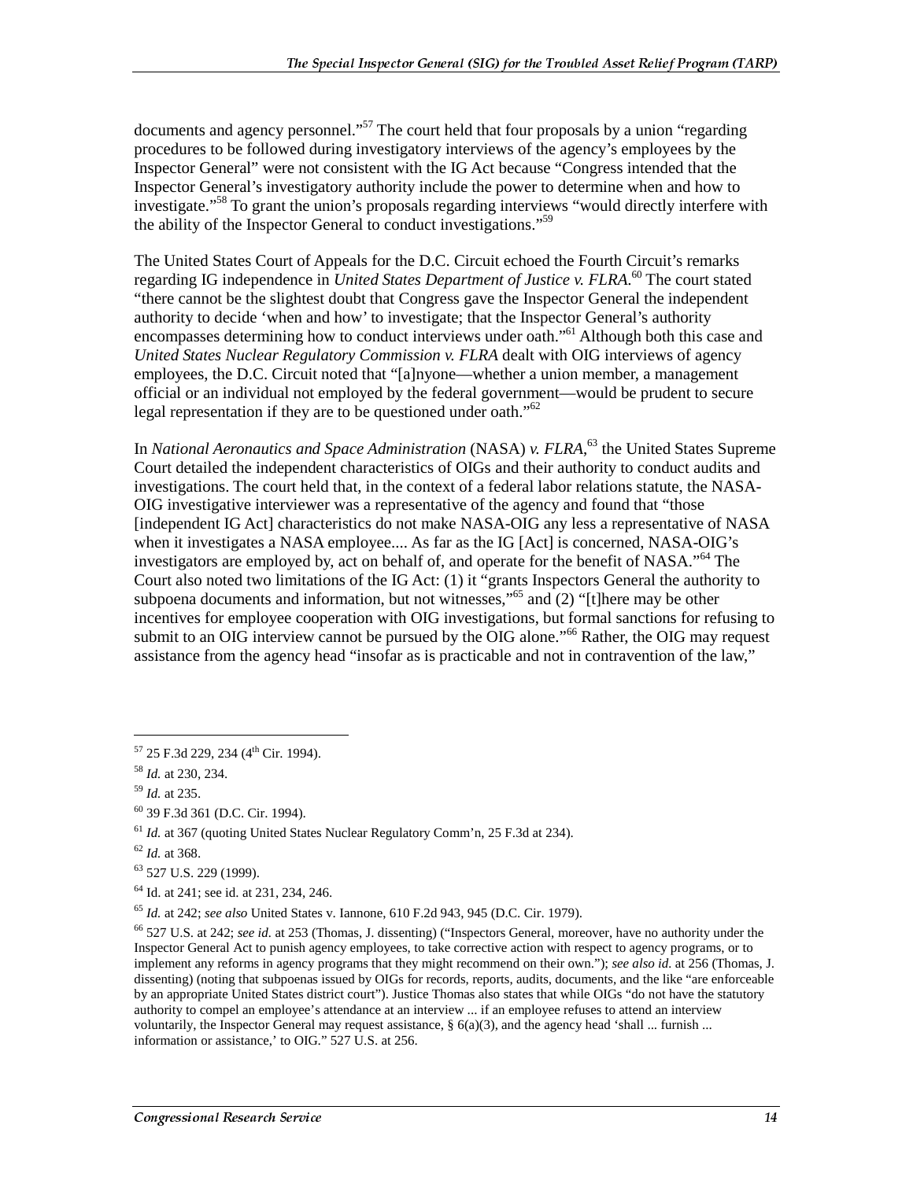documents and agency personnel."[57] The court held that four proposals by a union "regarding procedures to be followed during investigatory interviews of the agency's employees by the Inspector General" were not consistent with the IG Act because "Congress intended that the Inspector General's investigatory authority include the power to determine when and how to investigate."[58] To grant the union's proposals regarding interviews "would directly interfere with the ability of the Inspector General to conduct investigations."[59]

The United States Court of Appeals for the D.C. Circuit echoed the Fourth Circuit's remarks regarding IG independence in *United States Department of Justice v. FLRA*.[60] The court stated "there cannot be the slightest doubt that Congress gave the Inspector General the independent authority to decide 'when and how' to investigate; that the Inspector General's authority encompasses determining how to conduct interviews under oath."[61] Although both this case and *United States Nuclear Regulatory Commission v. FLRA* dealt with OIG interviews of agency employees, the D.C. Circuit noted that "[a]nyone—whether a union member, a management official or an individual not employed by the federal government—would be prudent to secure legal representation if they are to be questioned under oath."[62]

In *National Aeronautics and Space Administration* (NASA) *v. FLRA*,[63] the United States Supreme Court detailed the independent characteristics of OIGs and their authority to conduct audits and investigations. The court held that, in the context of a federal labor relations statute, the NASA-OIG investigative interviewer was a representative of the agency and found that "those [independent IG Act] characteristics do not make NASA-OIG any less a representative of NASA when it investigates a NASA employee.... As far as the IG [Act] is concerned, NASA-OIG's investigators are employed by, act on behalf of, and operate for the benefit of NASA."[64] The Court also noted two limitations of the IG Act: (1) it "grants Inspectors General the authority to subpoena documents and information, but not witnesses,"[65] and (2) "[t]here may be other incentives for employee cooperation with OIG investigations, but formal sanctions for refusing to submit to an OIG interview cannot be pursued by the OIG alone."[66] Rather, the OIG may request assistance from the agency head "insofar as is practicable and not in contravention of the law,"

---

[57] 25 F.3d 229, 234 (4th Cir. 1994).

[58] *Id.* at 230, 234.

[59] *Id.* at 235.

[60] 39 F.3d 361 (D.C. Cir. 1994).

[61] *Id.* at 367 (quoting United States Nuclear Regulatory Comm'n, 25 F.3d at 234).

[62] *Id.* at 368.

[63] 527 U.S. 229 (1999).

[64] Id. at 241; see id. at 231, 234, 246.

[65] *Id.* at 242; *see also* United States v. Iannone, 610 F.2d 943, 945 (D.C. Cir. 1979).

[66] 527 U.S. at 242; *see id.* at 253 (Thomas, J. dissenting) ("Inspectors General, moreover, have no authority under the Inspector General Act to punish agency employees, to take corrective action with respect to agency programs, or to implement any reforms in agency programs that they might recommend on their own."); *see also id.* at 256 (Thomas, J. dissenting) (noting that subpoenas issued by OIGs for records, reports, audits, documents, and the like "are enforceable by an appropriate United States district court"). Justice Thomas also states that while OIGs "do not have the statutory authority to compel an employee's attendance at an interview ... if an employee refuses to attend an interview voluntarily, the Inspector General may request assistance, § 6(a)(3), and the agency head 'shall ... furnish ... information or assistance,' to OIG." 527 U.S. at 256.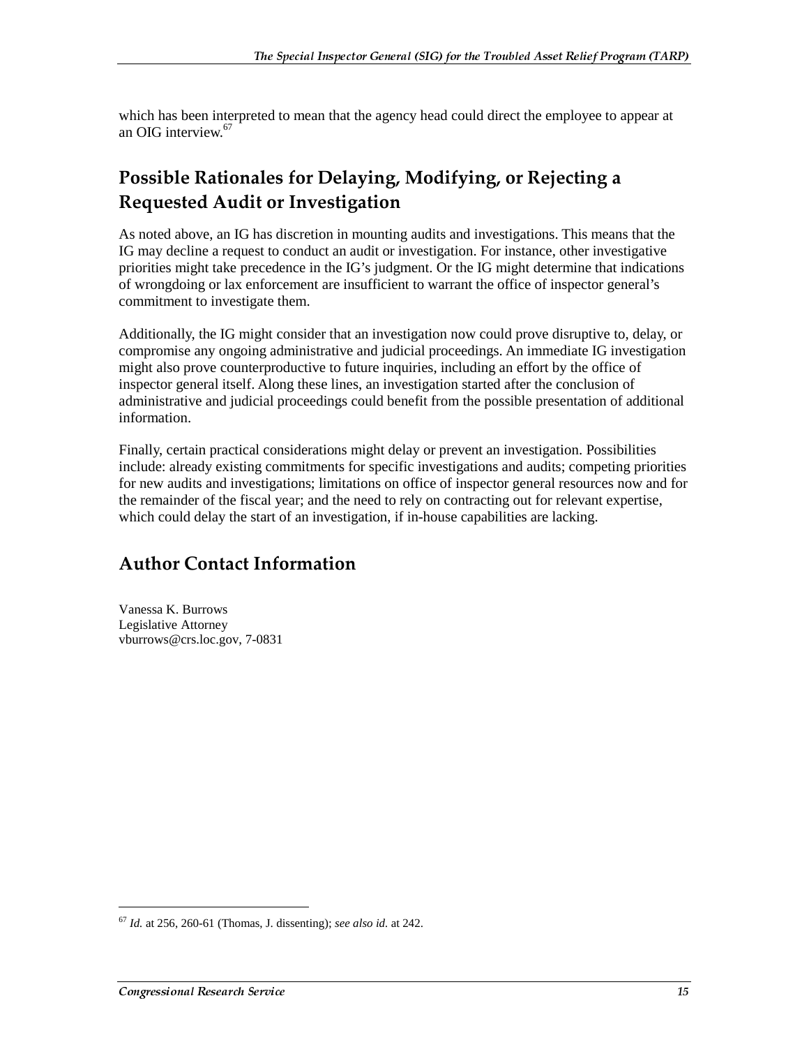which has been interpreted to mean that the agency head could direct the employee to appear at an OIG interview.[67]

## Possible Rationales for Delaying, Modifying, or Rejecting a Requested Audit or Investigation

As noted above, an IG has discretion in mounting audits and investigations. This means that the IG may decline a request to conduct an audit or investigation. For instance, other investigative priorities might take precedence in the IG's judgment. Or the IG might determine that indications of wrongdoing or lax enforcement are insufficient to warrant the office of inspector general's commitment to investigate them.

Additionally, the IG might consider that an investigation now could prove disruptive to, delay, or compromise any ongoing administrative and judicial proceedings. An immediate IG investigation might also prove counterproductive to future inquiries, including an effort by the office of inspector general itself. Along these lines, an investigation started after the conclusion of administrative and judicial proceedings could benefit from the possible presentation of additional information.

Finally, certain practical considerations might delay or prevent an investigation. Possibilities include: already existing commitments for specific investigations and audits; competing priorities for new audits and investigations; limitations on office of inspector general resources now and for the remainder of the fiscal year; and the need to rely on contracting out for relevant expertise, which could delay the start of an investigation, if in-house capabilities are lacking.

## Author Contact Information

Vanessa K. Burrows
Legislative Attorney
vburrows@crs.loc.gov, 7-0831

---

[67] *Id.* at 256, 260-61 (Thomas, J. dissenting); *see also id.* at 242.